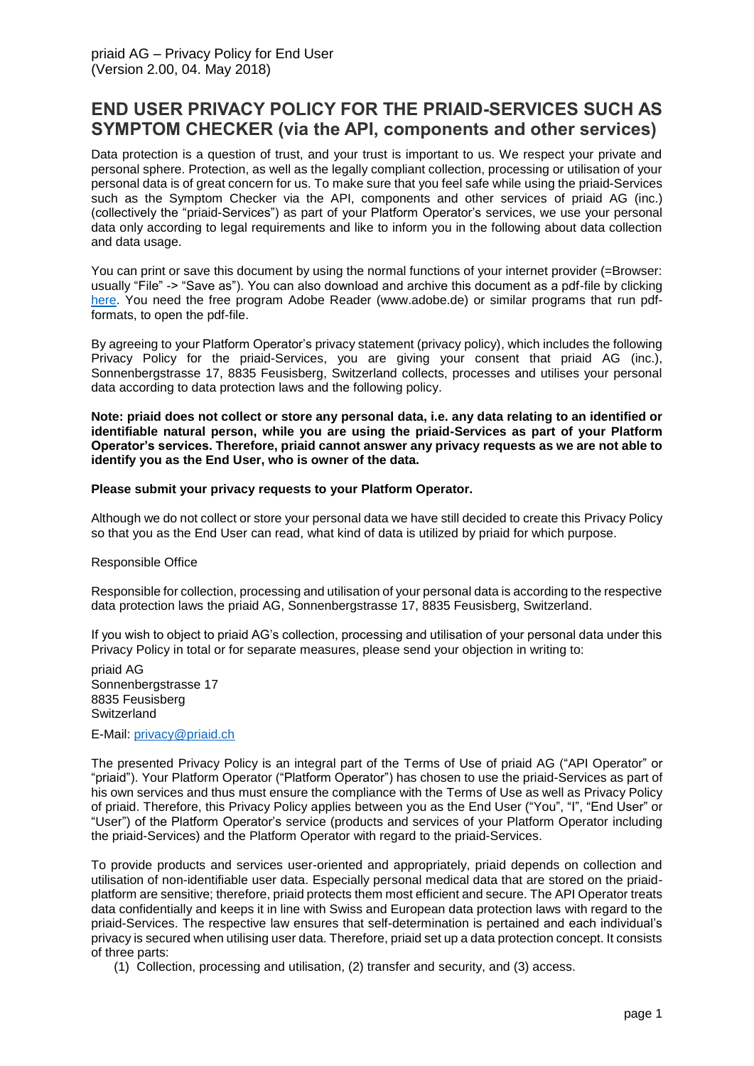priaid AG – Privacy Policy for End User
(Version 2.00, 04. May 2018)

# END USER PRIVACY POLICY FOR THE PRIAID-SERVICES SUCH AS SYMPTOM CHECKER (via the API, components and other services)

Data protection is a question of trust, and your trust is important to us. We respect your private and personal sphere. Protection, as well as the legally compliant collection, processing or utilisation of your personal data is of great concern for us. To make sure that you feel safe while using the priaid-Services such as the Symptom Checker via the API, components and other services of priaid AG (inc.) (collectively the "priaid-Services") as part of your Platform Operator's services, we use your personal data only according to legal requirements and like to inform you in the following about data collection and data usage.

You can print or save this document by using the normal functions of your internet provider (=Browser: usually "File" -> "Save as"). You can also download and archive this document as a pdf-file by clicking here. You need the free program Adobe Reader (www.adobe.de) or similar programs that run pdf-formats, to open the pdf-file.

By agreeing to your Platform Operator's privacy statement (privacy policy), which includes the following Privacy Policy for the priaid-Services, you are giving your consent that priaid AG (inc.), Sonnenbergstrasse 17, 8835 Feusisberg, Switzerland collects, processes and utilises your personal data according to data protection laws and the following policy.

**Note: priaid does not collect or store any personal data, i.e. any data relating to an identified or identifiable natural person, while you are using the priaid-Services as part of your Platform Operator's services. Therefore, priaid cannot answer any privacy requests as we are not able to identify you as the End User, who is owner of the data.**

**Please submit your privacy requests to your Platform Operator.**

Although we do not collect or store your personal data we have still decided to create this Privacy Policy so that you as the End User can read, what kind of data is utilized by priaid for which purpose.

Responsible Office

Responsible for collection, processing and utilisation of your personal data is according to the respective data protection laws the priaid AG, Sonnenbergstrasse 17, 8835 Feusisberg, Switzerland.

If you wish to object to priaid AG's collection, processing and utilisation of your personal data under this Privacy Policy in total or for separate measures, please send your objection in writing to:

priaid AG
Sonnenbergstrasse 17
8835 Feusisberg
Switzerland

E-Mail: privacy@priaid.ch

The presented Privacy Policy is an integral part of the Terms of Use of priaid AG ("API Operator" or "priaid"). Your Platform Operator ("Platform Operator") has chosen to use the priaid-Services as part of his own services and thus must ensure the compliance with the Terms of Use as well as Privacy Policy of priaid. Therefore, this Privacy Policy applies between you as the End User ("You", "I", "End User" or "User") of the Platform Operator's service (products and services of your Platform Operator including the priaid-Services) and the Platform Operator with regard to the priaid-Services.

To provide products and services user-oriented and appropriately, priaid depends on collection and utilisation of non-identifiable user data. Especially personal medical data that are stored on the priaid-platform are sensitive; therefore, priaid protects them most efficient and secure. The API Operator treats data confidentially and keeps it in line with Swiss and European data protection laws with regard to the priaid-Services. The respective law ensures that self-determination is pertained and each individual's privacy is secured when utilising user data. Therefore, priaid set up a data protection concept. It consists of three parts:

(1) Collection, processing and utilisation, (2) transfer and security, and (3) access.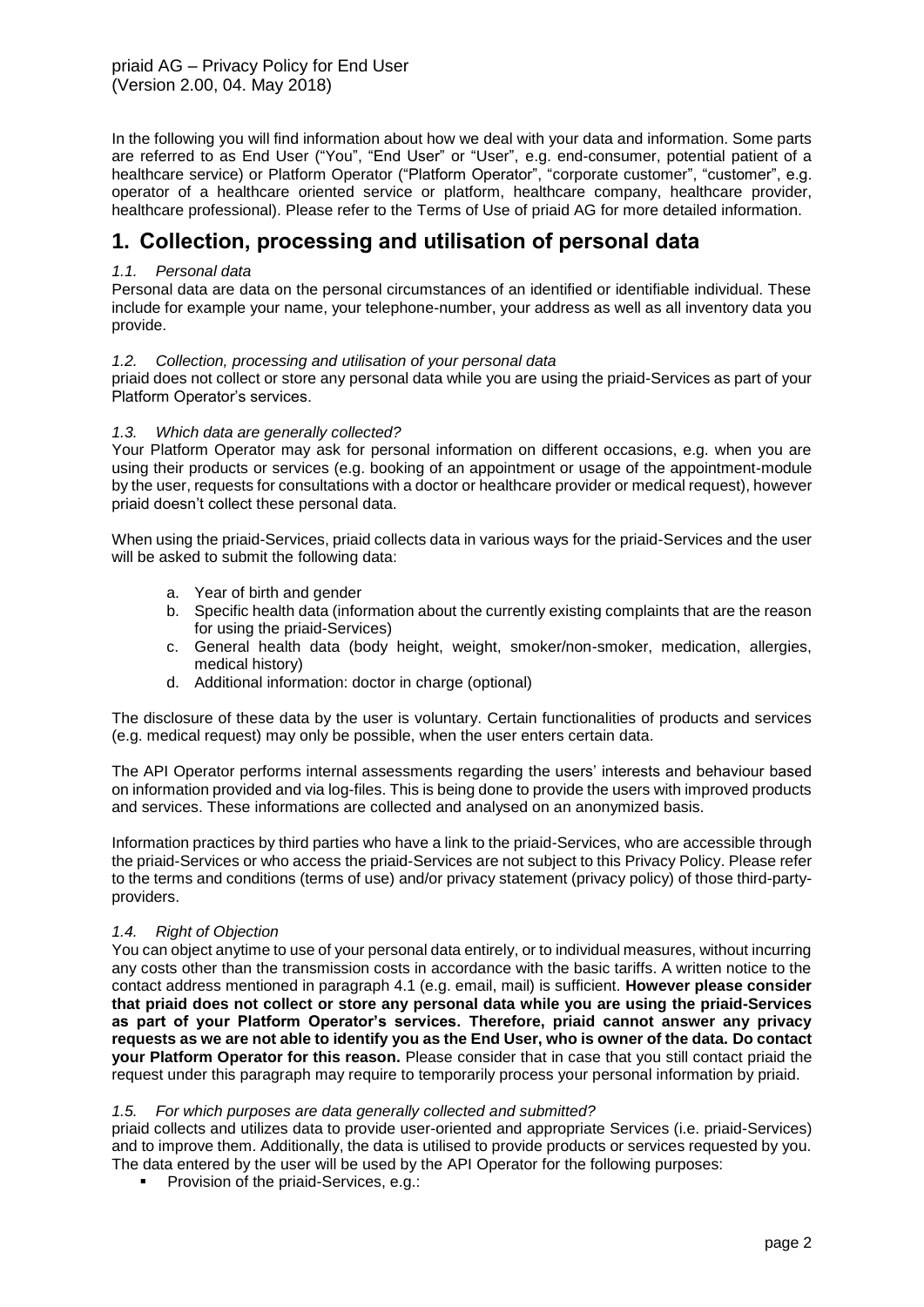priaid AG – Privacy Policy for End User
(Version 2.00, 04. May 2018)

In the following you will find information about how we deal with your data and information. Some parts are referred to as End User ("You", "End User" or "User", e.g. end-consumer, potential patient of a healthcare service) or Platform Operator ("Platform Operator", "corporate customer", "customer", e.g. operator of a healthcare oriented service or platform, healthcare company, healthcare provider, healthcare professional). Please refer to the Terms of Use of priaid AG for more detailed information.

# 1. Collection, processing and utilisation of personal data

### *1.1. Personal data*

Personal data are data on the personal circumstances of an identified or identifiable individual. These include for example your name, your telephone-number, your address as well as all inventory data you provide.

### *1.2. Collection, processing and utilisation of your personal data*

priaid does not collect or store any personal data while you are using the priaid-Services as part of your Platform Operator's services.

### *1.3. Which data are generally collected?*

Your Platform Operator may ask for personal information on different occasions, e.g. when you are using their products or services (e.g. booking of an appointment or usage of the appointment-module by the user, requests for consultations with a doctor or healthcare provider or medical request), however priaid doesn't collect these personal data.

When using the priaid-Services, priaid collects data in various ways for the priaid-Services and the user will be asked to submit the following data:

a. Year of birth and gender
b. Specific health data (information about the currently existing complaints that are the reason for using the priaid-Services)
c. General health data (body height, weight, smoker/non-smoker, medication, allergies, medical history)
d. Additional information: doctor in charge (optional)

The disclosure of these data by the user is voluntary. Certain functionalities of products and services (e.g. medical request) may only be possible, when the user enters certain data.

The API Operator performs internal assessments regarding the users' interests and behaviour based on information provided and via log-files. This is being done to provide the users with improved products and services. These informations are collected and analysed on an anonymized basis.

Information practices by third parties who have a link to the priaid-Services, who are accessible through the priaid-Services or who access the priaid-Services are not subject to this Privacy Policy. Please refer to the terms and conditions (terms of use) and/or privacy statement (privacy policy) of those third-party-providers.

### *1.4. Right of Objection*

You can object anytime to use of your personal data entirely, or to individual measures, without incurring any costs other than the transmission costs in accordance with the basic tariffs. A written notice to the contact address mentioned in paragraph 4.1 (e.g. email, mail) is sufficient. **However please consider that priaid does not collect or store any personal data while you are using the priaid-Services as part of your Platform Operator's services. Therefore, priaid cannot answer any privacy requests as we are not able to identify you as the End User, who is owner of the data. Do contact your Platform Operator for this reason.** Please consider that in case that you still contact priaid the request under this paragraph may require to temporarily process your personal information by priaid.

### *1.5. For which purposes are data generally collected and submitted?*

priaid collects and utilizes data to provide user-oriented and appropriate Services (i.e. priaid-Services) and to improve them. Additionally, the data is utilised to provide products or services requested by you. The data entered by the user will be used by the API Operator for the following purposes:

- Provision of the priaid-Services, e.g.: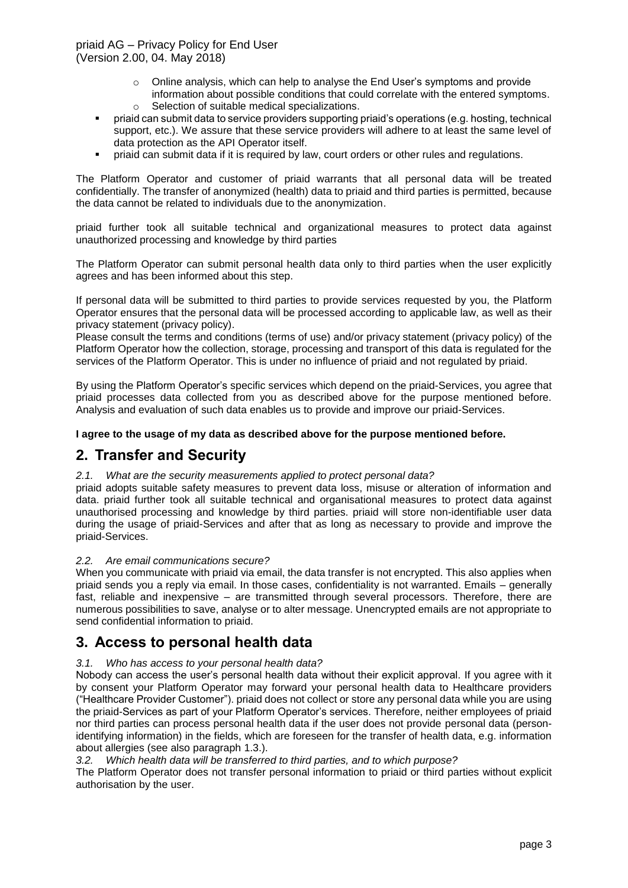- Online analysis, which can help to analyse the End User's symptoms and provide information about possible conditions that could correlate with the entered symptoms.
  - Selection of suitable medical specializations.
- priaid can submit data to service providers supporting priaid's operations (e.g. hosting, technical support, etc.). We assure that these service providers will adhere to at least the same level of data protection as the API Operator itself.
- priaid can submit data if it is required by law, court orders or other rules and regulations.

The Platform Operator and customer of priaid warrants that all personal data will be treated confidentially. The transfer of anonymized (health) data to priaid and third parties is permitted, because the data cannot be related to individuals due to the anonymization.

priaid further took all suitable technical and organizational measures to protect data against unauthorized processing and knowledge by third parties

The Platform Operator can submit personal health data only to third parties when the user explicitly agrees and has been informed about this step.

If personal data will be submitted to third parties to provide services requested by you, the Platform Operator ensures that the personal data will be processed according to applicable law, as well as their privacy statement (privacy policy).

Please consult the terms and conditions (terms of use) and/or privacy statement (privacy policy) of the Platform Operator how the collection, storage, processing and transport of this data is regulated for the services of the Platform Operator. This is under no influence of priaid and not regulated by priaid.

By using the Platform Operator's specific services which depend on the priaid-Services, you agree that priaid processes data collected from you as described above for the purpose mentioned before. Analysis and evaluation of such data enables us to provide and improve our priaid-Services.

**I agree to the usage of my data as described above for the purpose mentioned before.**

## 2. Transfer and Security

*2.1. What are the security measurements applied to protect personal data?*

priaid adopts suitable safety measures to prevent data loss, misuse or alteration of information and data. priaid further took all suitable technical and organisational measures to protect data against unauthorised processing and knowledge by third parties. priaid will store non-identifiable user data during the usage of priaid-Services and after that as long as necessary to provide and improve the priaid-Services.

*2.2. Are email communications secure?*

When you communicate with priaid via email, the data transfer is not encrypted. This also applies when priaid sends you a reply via email. In those cases, confidentiality is not warranted. Emails – generally fast, reliable and inexpensive – are transmitted through several processors. Therefore, there are numerous possibilities to save, analyse or to alter message. Unencrypted emails are not appropriate to send confidential information to priaid.

## 3. Access to personal health data

*3.1. Who has access to your personal health data?*

Nobody can access the user's personal health data without their explicit approval. If you agree with it by consent your Platform Operator may forward your personal health data to Healthcare providers ("Healthcare Provider Customer"). priaid does not collect or store any personal data while you are using the priaid-Services as part of your Platform Operator's services. Therefore, neither employees of priaid nor third parties can process personal health data if the user does not provide personal data (person-identifying information) in the fields, which are foreseen for the transfer of health data, e.g. information about allergies (see also paragraph 1.3.).

*3.2. Which health data will be transferred to third parties, and to which purpose?*

The Platform Operator does not transfer personal information to priaid or third parties without explicit authorisation by the user.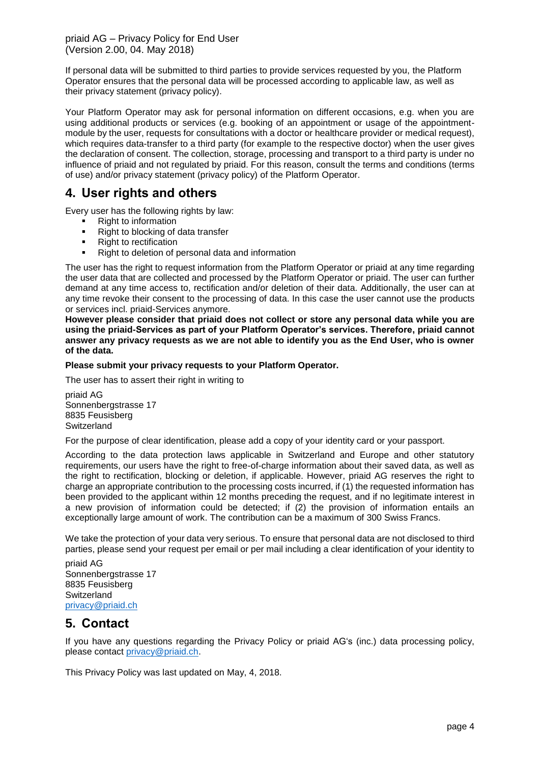If personal data will be submitted to third parties to provide services requested by you, the Platform Operator ensures that the personal data will be processed according to applicable law, as well as their privacy statement (privacy policy).

Your Platform Operator may ask for personal information on different occasions, e.g. when you are using additional products or services (e.g. booking of an appointment or usage of the appointment-module by the user, requests for consultations with a doctor or healthcare provider or medical request), which requires data-transfer to a third party (for example to the respective doctor) when the user gives the declaration of consent. The collection, storage, processing and transport to a third party is under no influence of priaid and not regulated by priaid. For this reason, consult the terms and conditions (terms of use) and/or privacy statement (privacy policy) of the Platform Operator.

## 4. User rights and others

Every user has the following rights by law:

- Right to information
- Right to blocking of data transfer
- Right to rectification
- Right to deletion of personal data and information

The user has the right to request information from the Platform Operator or priaid at any time regarding the user data that are collected and processed by the Platform Operator or priaid. The user can further demand at any time access to, rectification and/or deletion of their data. Additionally, the user can at any time revoke their consent to the processing of data. In this case the user cannot use the products or services incl. priaid-Services anymore.

**However please consider that priaid does not collect or store any personal data while you are using the priaid-Services as part of your Platform Operator's services. Therefore, priaid cannot answer any privacy requests as we are not able to identify you as the End User, who is owner of the data.**

**Please submit your privacy requests to your Platform Operator.**

The user has to assert their right in writing to

priaid AG
Sonnenbergstrasse 17
8835 Feusisberg
Switzerland

For the purpose of clear identification, please add a copy of your identity card or your passport.

According to the data protection laws applicable in Switzerland and Europe and other statutory requirements, our users have the right to free-of-charge information about their saved data, as well as the right to rectification, blocking or deletion, if applicable. However, priaid AG reserves the right to charge an appropriate contribution to the processing costs incurred, if (1) the requested information has been provided to the applicant within 12 months preceding the request, and if no legitimate interest in a new provision of information could be detected; if (2) the provision of information entails an exceptionally large amount of work. The contribution can be a maximum of 300 Swiss Francs.

We take the protection of your data very serious. To ensure that personal data are not disclosed to third parties, please send your request per email or per mail including a clear identification of your identity to

priaid AG
Sonnenbergstrasse 17
8835 Feusisberg
Switzerland
privacy@priaid.ch

## 5. Contact

If you have any questions regarding the Privacy Policy or priaid AG's (inc.) data processing policy, please contact privacy@priaid.ch.

This Privacy Policy was last updated on May, 4, 2018.